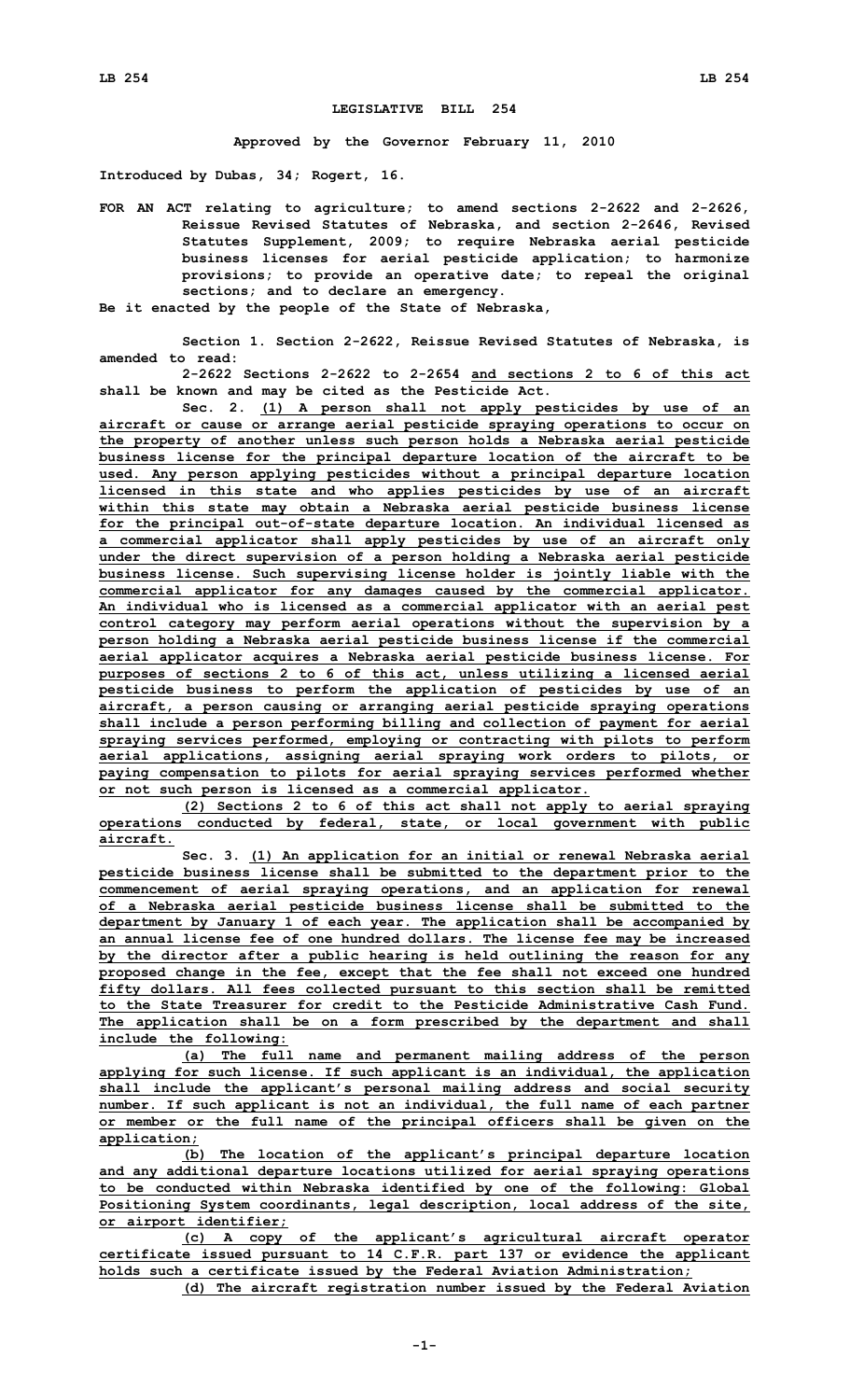**LEGISLATIVE BILL 254**

**Approved by the Governor February 11, 2010**

**Introduced by Dubas, 34; Rogert, 16.**

**FOR AN ACT relating to agriculture; to amend sections 2-2622 and 2-2626, Reissue Revised Statutes of Nebraska, and section 2-2646, Revised Statutes Supplement, 2009; to require Nebraska aerial pesticide business licenses for aerial pesticide application; to harmonize provisions; to provide an operative date; to repeal the original sections; and to declare an emergency.**

**Be it enacted by the people of the State of Nebraska,**

**Section 1. Section 2-2622, Reissue Revised Statutes of Nebraska, is amended to read:**

**2-2622 Sections 2-2622 to 2-2654 and sections 2 to 6 of this act shall be known and may be cited as the Pesticide Act.**

**Sec. 2. (1) A person shall not apply pesticides by use of an aircraft or cause or arrange aerial pesticide spraying operations to occur on the property of another unless such person holds a Nebraska aerial pesticide business license for the principal departure location of the aircraft to be used. Any person applying pesticides without a principal departure location licensed in this state and who applies pesticides by use of an aircraft within this state may obtain a Nebraska aerial pesticide business license for the principal out-of-state departure location. An individual licensed as a commercial applicator shall apply pesticides by use of an aircraft only under the direct supervision of a person holding a Nebraska aerial pesticide business license. Such supervising license holder is jointly liable with the commercial applicator for any damages caused by the commercial applicator. An individual who is licensed as a commercial applicator with an aerial pest control category may perform aerial operations without the supervision by a person holding a Nebraska aerial pesticide business license if the commercial aerial applicator acquires a Nebraska aerial pesticide business license. For purposes of sections 2 to 6 of this act, unless utilizing a licensed aerial pesticide business to perform the application of pesticides by use of an aircraft, a person causing or arranging aerial pesticide spraying operations shall include a person performing billing and collection of payment for aerial spraying services performed, employing or contracting with pilots to perform aerial applications, assigning aerial spraying work orders to pilots, or paying compensation to pilots for aerial spraying services performed whether or not such person is licensed as a commercial applicator.**

**(2) Sections 2 to 6 of this act shall not apply to aerial spraying operations conducted by federal, state, or local government with public aircraft.**

**Sec. 3. (1) An application for an initial or renewal Nebraska aerial pesticide business license shall be submitted to the department prior to the commencement of aerial spraying operations, and an application for renewal of a Nebraska aerial pesticide business license shall be submitted to the department by January 1 of each year. The application shall be accompanied by an annual license fee of one hundred dollars. The license fee may be increased by the director after a public hearing is held outlining the reason for any proposed change in the fee, except that the fee shall not exceed one hundred fifty dollars. All fees collected pursuant to this section shall be remitted to the State Treasurer for credit to the Pesticide Administrative Cash Fund. The application shall be on a form prescribed by the department and shall include the following:**

**(a) The full name and permanent mailing address of the person applying for such license. If such applicant is an individual, the application shall include the applicant's personal mailing address and social security number. If such applicant is not an individual, the full name of each partner or member or the full name of the principal officers shall be given on the application;**

**(b) The location of the applicant's principal departure location and any additional departure locations utilized for aerial spraying operations to be conducted within Nebraska identified by one of the following: Global Positioning System coordinants, legal description, local address of the site, or airport identifier;**

**(c) A copy of the applicant's agricultural aircraft operator certificate issued pursuant to 14 C.F.R. part 137 or evidence the applicant holds such a certificate issued by the Federal Aviation Administration;**

**(d) The aircraft registration number issued by the Federal Aviation**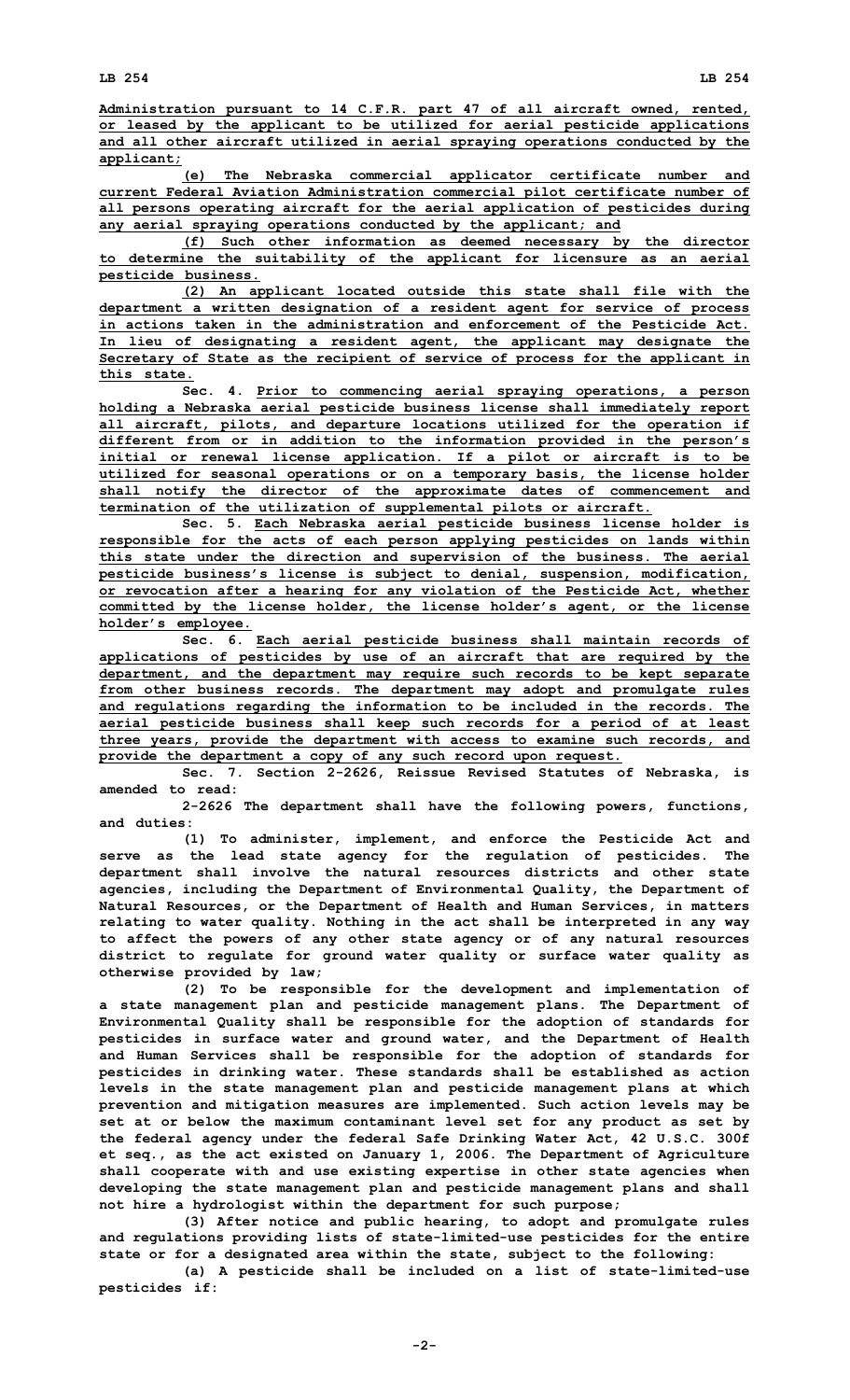Administration pursuant to 14 C.F.R. part 47 of all aircraft owned, rented, or leased by the applicant to be utilized for aerial pesticide applications and all other aircraft utilized in aerial spraying operations conducted by the applicant;

(e) The Nebraska commercial applicator certificate number and current Federal Aviation Administration commercial pilot certificate number of all persons operating aircraft for the aerial application of pesticides during any aerial spraying operations conducted by the applicant; and

(f) Such other information as deemed necessary by the director to determine the suitability of the applicant for licensure as an aerial pesticide business.

(2) An applicant located outside this state shall file with the department a written designation of a resident agent for service of process in actions taken in the administration and enforcement of the Pesticide Act. In lieu of designating a resident agent, the applicant may designate the Secretary of State as the recipient of service of process for the applicant in this state.

Sec. 4. Prior to commencing aerial spraying operations, a person holding a Nebraska aerial pesticide business license shall immediately report all aircraft, pilots, and departure locations utilized for the operation if different from or in addition to the information provided in the person's initial or renewal license application. If a pilot or aircraft is to be utilized for seasonal operations or on a temporary basis, the license holder shall notify the director of the approximate dates of commencement and termination of the utilization of supplemental pilots or aircraft.

Sec. 5. Each Nebraska aerial pesticide business license holder is responsible for the acts of each person applying pesticides on lands within this state under the direction and supervision of the business. The aerial pesticide business's license is subject to denial, suspension, modification, or revocation after a hearing for any violation of the Pesticide Act, whether committed by the license holder, the license holder's agent, or the license holder's employee.

Sec. 6. Each aerial pesticide business shall maintain records of applications of pesticides by use of an aircraft that are required by the department, and the department may require such records to be kept separate from other business records. The department may adopt and promulgate rules and regulations regarding the information to be included in the records. The aerial pesticide business shall keep such records for a period of at least three years, provide the department with access to examine such records, and provide the department a copy of any such record upon request.

Sec. 7. Section 2-2626, Reissue Revised Statutes of Nebraska, is amended to read:

2-2626 The department shall have the following powers, functions, and duties:

(1) To administer, implement, and enforce the Pesticide Act and serve as the lead state agency for the regulation of pesticides. The department shall involve the natural resources districts and other state agencies, including the Department of Environmental Quality, the Department of Natural Resources, or the Department of Health and Human Services, in matters relating to water quality. Nothing in the act shall be interpreted in any way to affect the powers of any other state agency or of any natural resources district to regulate for ground water quality or surface water quality as otherwise provided by law;

(2) To be responsible for the development and implementation of a state management plan and pesticide management plans. The Department of Environmental Quality shall be responsible for the adoption of standards for pesticides in surface water and ground water, and the Department of Health and Human Services shall be responsible for the adoption of standards for pesticides in drinking water. These standards shall be established as action levels in the state management plan and pesticide management plans at which prevention and mitigation measures are implemented. Such action levels may be set at or below the maximum contaminant level set for any product as set by the federal agency under the federal Safe Drinking Water Act, 42 U.S.C. 300f et seq., as the act existed on January 1, 2006. The Department of Agriculture shall cooperate with and use existing expertise in other state agencies when developing the state management plan and pesticide management plans and shall not hire a hydrologist within the department for such purpose;

(3) After notice and public hearing, to adopt and promulgate rules and regulations providing lists of state-limited-use pesticides for the entire state or for a designated area within the state, subject to the following:

(a) A pesticide shall be included on a list of state-limited-use pesticides if: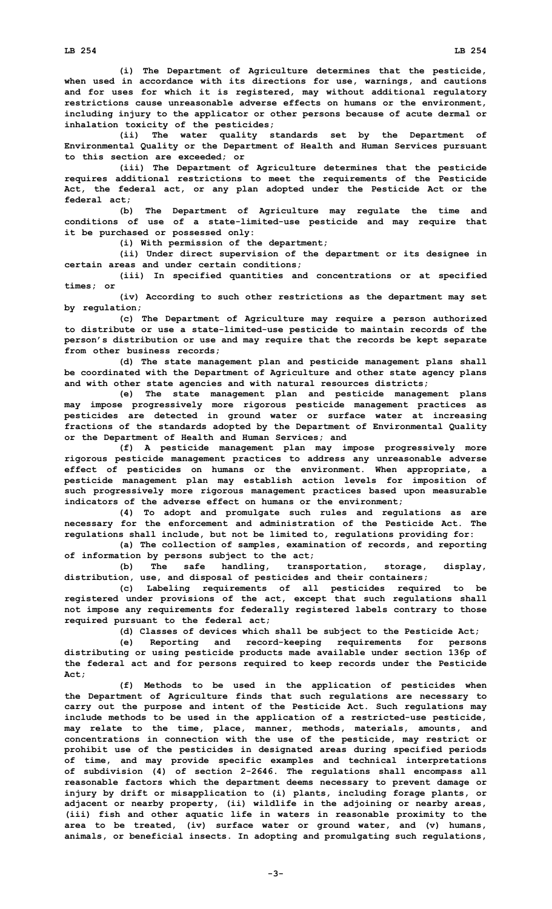(i) The Department of Agriculture determines that the pesticide, when used in accordance with its directions for use, warnings, and cautions and for uses for which it is registered, may without additional regulatory restrictions cause unreasonable adverse effects on humans or the environment, including injury to the applicator or other persons because of acute dermal or inhalation toxicity of the pesticides;

(ii) The water quality standards set by the Department of Environmental Quality or the Department of Health and Human Services pursuant to this section are exceeded; or

(iii) The Department of Agriculture determines that the pesticide requires additional restrictions to meet the requirements of the Pesticide Act, the federal act, or any plan adopted under the Pesticide Act or the federal act;

(b) The Department of Agriculture may regulate the time and conditions of use of a state-limited-use pesticide and may require that it be purchased or possessed only:

(i) With permission of the department;

(ii) Under direct supervision of the department or its designee in certain areas and under certain conditions;

(iii) In specified quantities and concentrations or at specified times; or

(iv) According to such other restrictions as the department may set by regulation;

(c) The Department of Agriculture may require a person authorized to distribute or use a state-limited-use pesticide to maintain records of the person's distribution or use and may require that the records be kept separate from other business records;

(d) The state management plan and pesticide management plans shall be coordinated with the Department of Agriculture and other state agency plans and with other state agencies and with natural resources districts;

(e) The state management plan and pesticide management plans may impose progressively more rigorous pesticide management practices as pesticides are detected in ground water or surface water at increasing fractions of the standards adopted by the Department of Environmental Quality or the Department of Health and Human Services; and

(f) A pesticide management plan may impose progressively more rigorous pesticide management practices to address any unreasonable adverse effect of pesticides on humans or the environment. When appropriate, a pesticide management plan may establish action levels for imposition of such progressively more rigorous management practices based upon measurable indicators of the adverse effect on humans or the environment;

(4) To adopt and promulgate such rules and regulations as are necessary for the enforcement and administration of the Pesticide Act. The regulations shall include, but not be limited to, regulations providing for:

(a) The collection of samples, examination of records, and reporting of information by persons subject to the act;

(b) The safe handling, transportation, storage, display, distribution, use, and disposal of pesticides and their containers;

(c) Labeling requirements of all pesticides required to be registered under provisions of the act, except that such regulations shall not impose any requirements for federally registered labels contrary to those required pursuant to the federal act;

(d) Classes of devices which shall be subject to the Pesticide Act;

(e) Reporting and record-keeping requirements for persons distributing or using pesticide products made available under section 136p of the federal act and for persons required to keep records under the Pesticide Act;

(f) Methods to be used in the application of pesticides when the Department of Agriculture finds that such regulations are necessary to carry out the purpose and intent of the Pesticide Act. Such regulations may include methods to be used in the application of a restricted-use pesticide, may relate to the time, place, manner, methods, materials, amounts, and concentrations in connection with the use of the pesticide, may restrict or prohibit use of the pesticides in designated areas during specified periods of time, and may provide specific examples and technical interpretations of subdivision (4) of section 2-2646. The regulations shall encompass all reasonable factors which the department deems necessary to prevent damage or injury by drift or misapplication to (i) plants, including forage plants, or adjacent or nearby property, (ii) wildlife in the adjoining or nearby areas, (iii) fish and other aquatic life in waters in reasonable proximity to the area to be treated, (iv) surface water or ground water, and (v) humans, animals, or beneficial insects. In adopting and promulgating such regulations,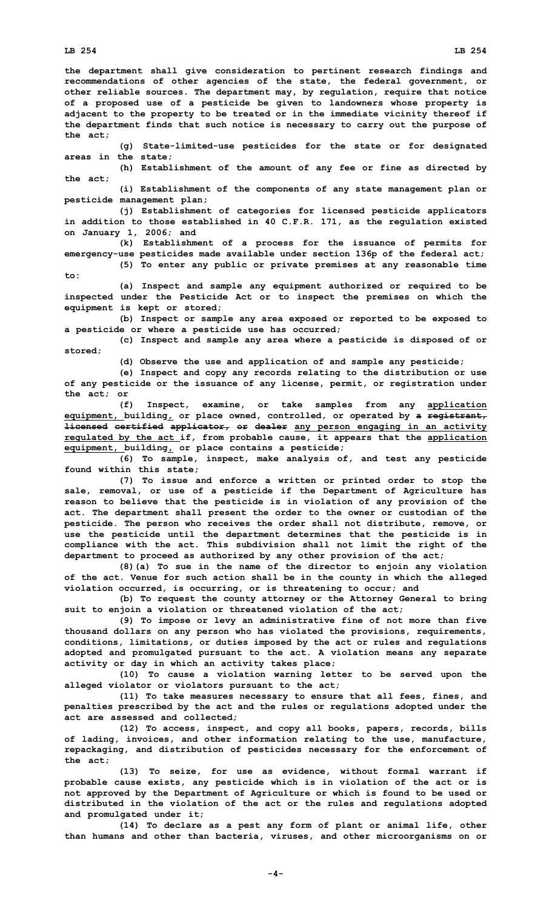**the department shall give consideration to pertinent research findings and recommendations of other agencies of the state, the federal government, or other reliable sources. The department may, by regulation, require that notice of a proposed use of a pesticide be given to landowners whose property is adjacent to the property to be treated or in the immediate vicinity thereof if the department finds that such notice is necessary to carry out the purpose of the act;**

**(g) State-limited-use pesticides for the state or for designated areas in the state;**

**(h) Establishment of the amount of any fee or fine as directed by the act;**

**(i) Establishment of the components of any state management plan or pesticide management plan;**

**(j) Establishment of categories for licensed pesticide applicators in addition to those established in 40 C.F.R. 171, as the regulation existed on January 1, 2006; and**

**(k) Establishment of a process for the issuance of permits for emergency-use pesticides made available under section 136p of the federal act;**

**(5) To enter any public or private premises at any reasonable time to:**

**(a) Inspect and sample any equipment authorized or required to be inspected under the Pesticide Act or to inspect the premises on which the equipment is kept or stored;**

**(b) Inspect or sample any area exposed or reported to be exposed to a pesticide or where a pesticide use has occurred;**

**(c) Inspect and sample any area where a pesticide is disposed of or stored;**

**(d) Observe the use and application of and sample any pesticide;**

**(e) Inspect and copy any records relating to the distribution or use of any pesticide or the issuance of any license, permit, or registration under the act; or**

**(f) Inspect, examine, or take samples from any application equipment, building, or place owned, controlled, or operated by ~~a registrant, licensed certified applicator, or dealer~~ any person engaging in an activity regulated by the act if, from probable cause, it appears that the application equipment, building, or place contains a pesticide;**

**(6) To sample, inspect, make analysis of, and test any pesticide found within this state;**

**(7) To issue and enforce a written or printed order to stop the sale, removal, or use of a pesticide if the Department of Agriculture has reason to believe that the pesticide is in violation of any provision of the act. The department shall present the order to the owner or custodian of the pesticide. The person who receives the order shall not distribute, remove, or use the pesticide until the department determines that the pesticide is in compliance with the act. This subdivision shall not limit the right of the department to proceed as authorized by any other provision of the act;**

**(8)(a) To sue in the name of the director to enjoin any violation of the act. Venue for such action shall be in the county in which the alleged violation occurred, is occurring, or is threatening to occur; and**

**(b) To request the county attorney or the Attorney General to bring suit to enjoin a violation or threatened violation of the act;**

**(9) To impose or levy an administrative fine of not more than five thousand dollars on any person who has violated the provisions, requirements, conditions, limitations, or duties imposed by the act or rules and regulations adopted and promulgated pursuant to the act. A violation means any separate activity or day in which an activity takes place;**

**(10) To cause a violation warning letter to be served upon the alleged violator or violators pursuant to the act;**

**(11) To take measures necessary to ensure that all fees, fines, and penalties prescribed by the act and the rules or regulations adopted under the act are assessed and collected;**

**(12) To access, inspect, and copy all books, papers, records, bills of lading, invoices, and other information relating to the use, manufacture, repackaging, and distribution of pesticides necessary for the enforcement of the act;**

**(13) To seize, for use as evidence, without formal warrant if probable cause exists, any pesticide which is in violation of the act or is not approved by the Department of Agriculture or which is found to be used or distributed in the violation of the act or the rules and regulations adopted and promulgated under it;**

**(14) To declare as a pest any form of plant or animal life, other than humans and other than bacteria, viruses, and other microorganisms on or**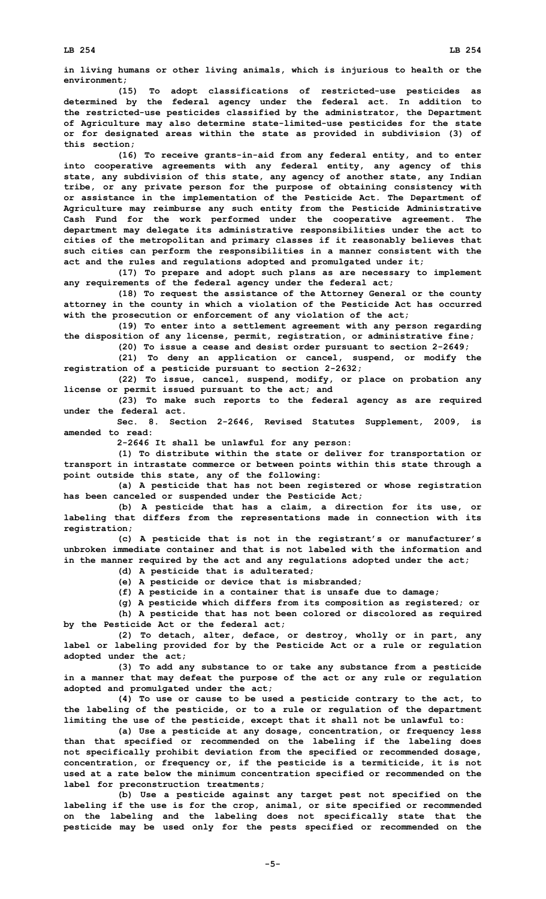in living humans or other living animals, which is injurious to health or the environment;

(15) To adopt classifications of restricted-use pesticides as determined by the federal agency under the federal act. In addition to the restricted-use pesticides classified by the administrator, the Department of Agriculture may also determine state-limited-use pesticides for the state or for designated areas within the state as provided in subdivision (3) of this section;

(16) To receive grants-in-aid from any federal entity, and to enter into cooperative agreements with any federal entity, any agency of this state, any subdivision of this state, any agency of another state, any Indian tribe, or any private person for the purpose of obtaining consistency with or assistance in the implementation of the Pesticide Act. The Department of Agriculture may reimburse any such entity from the Pesticide Administrative Cash Fund for the work performed under the cooperative agreement. The department may delegate its administrative responsibilities under the act to cities of the metropolitan and primary classes if it reasonably believes that such cities can perform the responsibilities in a manner consistent with the act and the rules and regulations adopted and promulgated under it;

(17) To prepare and adopt such plans as are necessary to implement any requirements of the federal agency under the federal act;

(18) To request the assistance of the Attorney General or the county attorney in the county in which a violation of the Pesticide Act has occurred with the prosecution or enforcement of any violation of the act;

(19) To enter into a settlement agreement with any person regarding the disposition of any license, permit, registration, or administrative fine;

(20) To issue a cease and desist order pursuant to section 2-2649;

(21) To deny an application or cancel, suspend, or modify the registration of a pesticide pursuant to section 2-2632;

(22) To issue, cancel, suspend, modify, or place on probation any license or permit issued pursuant to the act; and

(23) To make such reports to the federal agency as are required under the federal act.

Sec. 8. Section 2-2646, Revised Statutes Supplement, 2009, is amended to read:

2-2646 It shall be unlawful for any person:

(1) To distribute within the state or deliver for transportation or transport in intrastate commerce or between points within this state through a point outside this state, any of the following:

(a) A pesticide that has not been registered or whose registration has been canceled or suspended under the Pesticide Act;

(b) A pesticide that has a claim, a direction for its use, or labeling that differs from the representations made in connection with its registration;

(c) A pesticide that is not in the registrant's or manufacturer's unbroken immediate container and that is not labeled with the information and in the manner required by the act and any regulations adopted under the act;

(d) A pesticide that is adulterated;

(e) A pesticide or device that is misbranded;

(f) A pesticide in a container that is unsafe due to damage;

(g) A pesticide which differs from its composition as registered; or

(h) A pesticide that has not been colored or discolored as required by the Pesticide Act or the federal act;

(2) To detach, alter, deface, or destroy, wholly or in part, any label or labeling provided for by the Pesticide Act or a rule or regulation adopted under the act;

(3) To add any substance to or take any substance from a pesticide in a manner that may defeat the purpose of the act or any rule or regulation adopted and promulgated under the act;

(4) To use or cause to be used a pesticide contrary to the act, to the labeling of the pesticide, or to a rule or regulation of the department limiting the use of the pesticide, except that it shall not be unlawful to:

(a) Use a pesticide at any dosage, concentration, or frequency less than that specified or recommended on the labeling if the labeling does not specifically prohibit deviation from the specified or recommended dosage, concentration, or frequency or, if the pesticide is a termiticide, it is not used at a rate below the minimum concentration specified or recommended on the label for preconstruction treatments;

(b) Use a pesticide against any target pest not specified on the labeling if the use is for the crop, animal, or site specified or recommended on the labeling and the labeling does not specifically state that the pesticide may be used only for the pests specified or recommended on the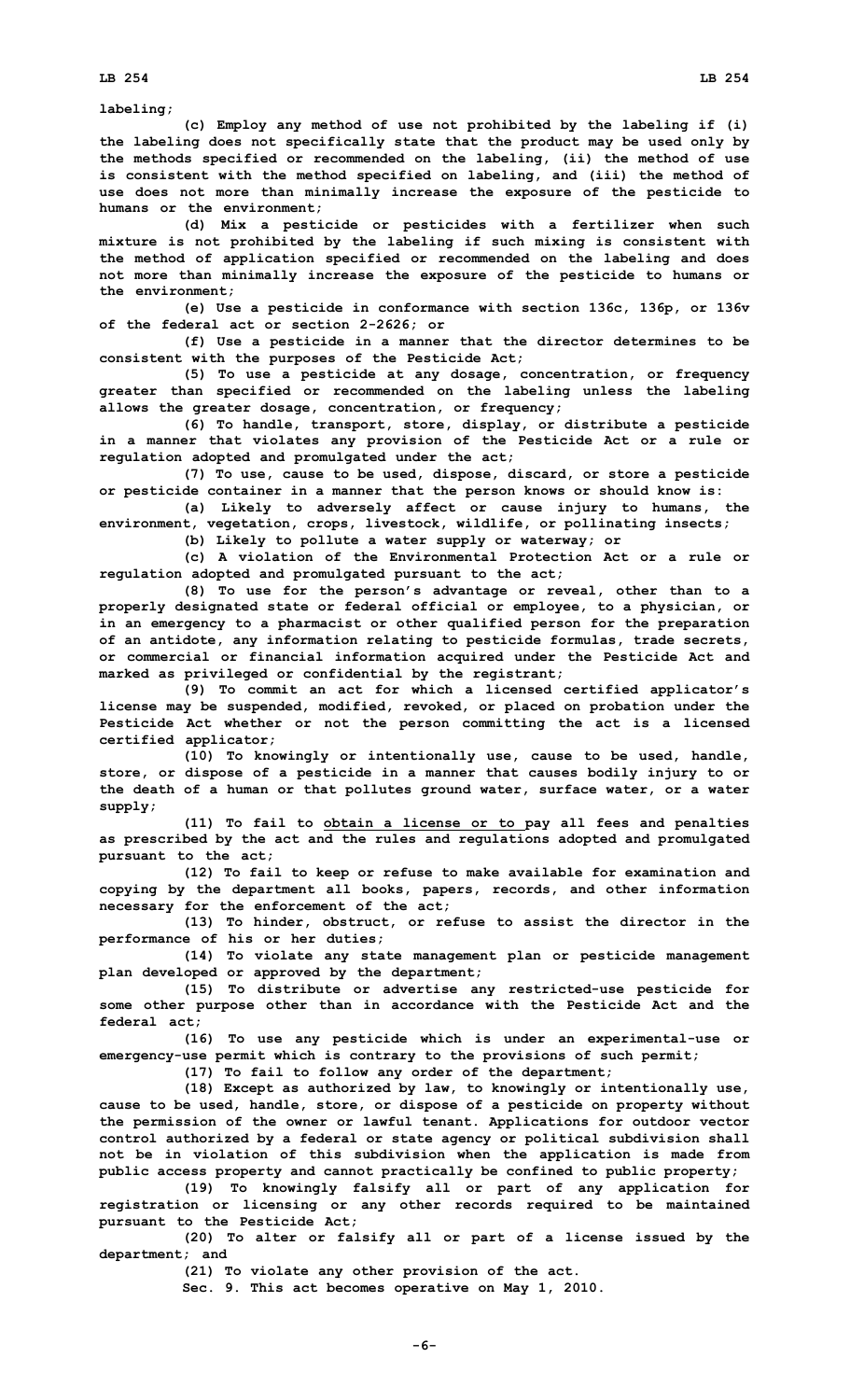labeling;

(c) Employ any method of use not prohibited by the labeling if (i) the labeling does not specifically state that the product may be used only by the methods specified or recommended on the labeling, (ii) the method of use is consistent with the method specified on labeling, and (iii) the method of use does not more than minimally increase the exposure of the pesticide to humans or the environment;

(d) Mix a pesticide or pesticides with a fertilizer when such mixture is not prohibited by the labeling if such mixing is consistent with the method of application specified or recommended on the labeling and does not more than minimally increase the exposure of the pesticide to humans or the environment;

(e) Use a pesticide in conformance with section 136c, 136p, or 136v of the federal act or section 2-2626; or

(f) Use a pesticide in a manner that the director determines to be consistent with the purposes of the Pesticide Act;

(5) To use a pesticide at any dosage, concentration, or frequency greater than specified or recommended on the labeling unless the labeling allows the greater dosage, concentration, or frequency;

(6) To handle, transport, store, display, or distribute a pesticide in a manner that violates any provision of the Pesticide Act or a rule or regulation adopted and promulgated under the act;

(7) To use, cause to be used, dispose, discard, or store a pesticide or pesticide container in a manner that the person knows or should know is:

(a) Likely to adversely affect or cause injury to humans, the environment, vegetation, crops, livestock, wildlife, or pollinating insects;

(b) Likely to pollute a water supply or waterway; or

(c) A violation of the Environmental Protection Act or a rule or regulation adopted and promulgated pursuant to the act;

(8) To use for the person's advantage or reveal, other than to a properly designated state or federal official or employee, to a physician, or in an emergency to a pharmacist or other qualified person for the preparation of an antidote, any information relating to pesticide formulas, trade secrets, or commercial or financial information acquired under the Pesticide Act and marked as privileged or confidential by the registrant;

(9) To commit an act for which a licensed certified applicator's license may be suspended, modified, revoked, or placed on probation under the Pesticide Act whether or not the person committing the act is a licensed certified applicator;

(10) To knowingly or intentionally use, cause to be used, handle, store, or dispose of a pesticide in a manner that causes bodily injury to or the death of a human or that pollutes ground water, surface water, or a water supply;

(11) To fail to obtain a license or to pay all fees and penalties as prescribed by the act and the rules and regulations adopted and promulgated pursuant to the act;

(12) To fail to keep or refuse to make available for examination and copying by the department all books, papers, records, and other information necessary for the enforcement of the act;

(13) To hinder, obstruct, or refuse to assist the director in the performance of his or her duties;

(14) To violate any state management plan or pesticide management plan developed or approved by the department;

(15) To distribute or advertise any restricted-use pesticide for some other purpose other than in accordance with the Pesticide Act and the federal act;

(16) To use any pesticide which is under an experimental-use or emergency-use permit which is contrary to the provisions of such permit;

(17) To fail to follow any order of the department;

(18) Except as authorized by law, to knowingly or intentionally use, cause to be used, handle, store, or dispose of a pesticide on property without the permission of the owner or lawful tenant. Applications for outdoor vector control authorized by a federal or state agency or political subdivision shall not be in violation of this subdivision when the application is made from public access property and cannot practically be confined to public property;

(19) To knowingly falsify all or part of any application for registration or licensing or any other records required to be maintained pursuant to the Pesticide Act;

(20) To alter or falsify all or part of a license issued by the department; and

(21) To violate any other provision of the act.

Sec. 9. This act becomes operative on May 1, 2010.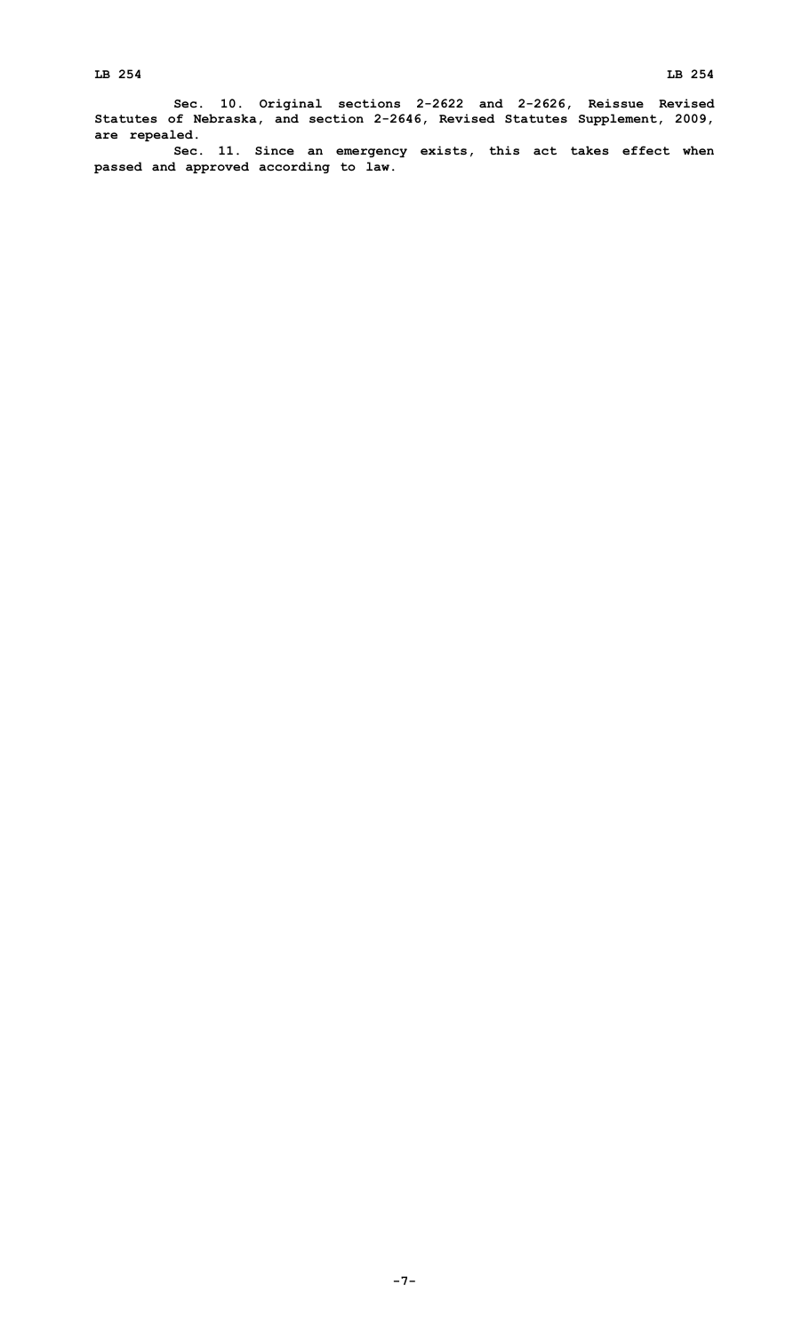Sec. 10. Original sections 2-2622 and 2-2626, Reissue Revised Statutes of Nebraska, and section 2-2646, Revised Statutes Supplement, 2009, are repealed.

Sec. 11. Since an emergency exists, this act takes effect when passed and approved according to law.